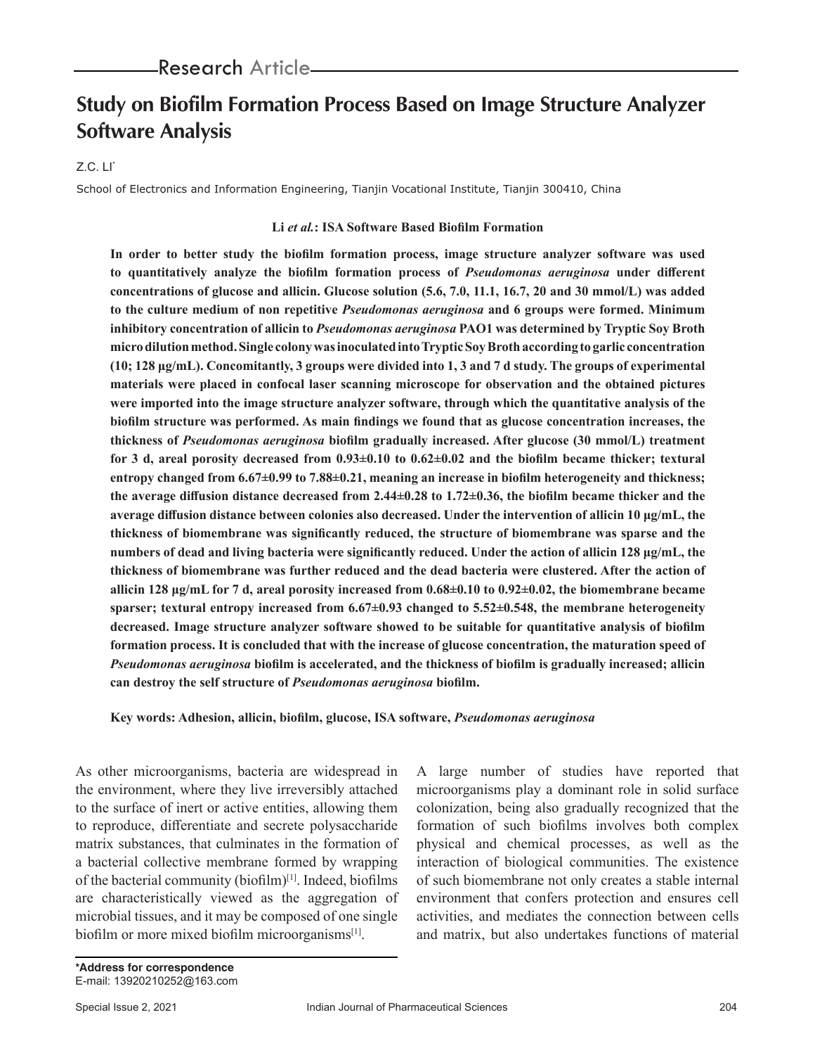Research Article

# Study on Biofilm Formation Process Based on Image Structure Analyzer Software Analysis

Z.C. LI*

School of Electronics and Information Engineering, Tianjin Vocational Institute, Tianjin 300410, China

**Li *et al.*: ISA Software Based Biofilm Formation**

**In order to better study the biofilm formation process, image structure analyzer software was used to quantitatively analyze the biofilm formation process of *Pseudomonas aeruginosa* under different concentrations of glucose and allicin. Glucose solution (5.6, 7.0, 11.1, 16.7, 20 and 30 mmol/L) was added to the culture medium of non repetitive *Pseudomonas aeruginosa* and 6 groups were formed. Minimum inhibitory concentration of allicin to *Pseudomonas aeruginosa* PAO1 was determined by Tryptic Soy Broth micro dilution method. Single colony was inoculated into Tryptic Soy Broth according to garlic concentration (10; 128 µg/mL). Concomitantly, 3 groups were divided into 1, 3 and 7 d study. The groups of experimental materials were placed in confocal laser scanning microscope for observation and the obtained pictures were imported into the image structure analyzer software, through which the quantitative analysis of the biofilm structure was performed. As main findings we found that as glucose concentration increases, the thickness of *Pseudomonas aeruginosa* biofilm gradually increased. After glucose (30 mmol/L) treatment for 3 d, areal porosity decreased from 0.93±0.10 to 0.62±0.02 and the biofilm became thicker; textural entropy changed from 6.67±0.99 to 7.88±0.21, meaning an increase in biofilm heterogeneity and thickness; the average diffusion distance decreased from 2.44±0.28 to 1.72±0.36, the biofilm became thicker and the average diffusion distance between colonies also decreased. Under the intervention of allicin 10 µg/mL, the thickness of biomembrane was significantly reduced, the structure of biomembrane was sparse and the numbers of dead and living bacteria were significantly reduced. Under the action of allicin 128 µg/mL, the thickness of biomembrane was further reduced and the dead bacteria were clustered. After the action of allicin 128 µg/mL for 7 d, areal porosity increased from 0.68±0.10 to 0.92±0.02, the biomembrane became sparser; textural entropy increased from 6.67±0.93 changed to 5.52±0.548, the membrane heterogeneity decreased. Image structure analyzer software showed to be suitable for quantitative analysis of biofilm formation process. It is concluded that with the increase of glucose concentration, the maturation speed of *Pseudomonas aeruginosa* biofilm is accelerated, and the thickness of biofilm is gradually increased; allicin can destroy the self structure of *Pseudomonas aeruginosa* biofilm.**

**Key words: Adhesion, allicin, biofilm, glucose, ISA software, *Pseudomonas aeruginosa***

As other microorganisms, bacteria are widespread in the environment, where they live irreversibly attached to the surface of inert or active entities, allowing them to reproduce, differentiate and secrete polysaccharide matrix substances, that culminates in the formation of a bacterial collective membrane formed by wrapping of the bacterial community (biofilm)[1]. Indeed, biofilms are characteristically viewed as the aggregation of microbial tissues, and it may be composed of one single biofilm or more mixed biofilm microorganisms[1].

A large number of studies have reported that microorganisms play a dominant role in solid surface colonization, being also gradually recognized that the formation of such biofilms involves both complex physical and chemical processes, as well as the interaction of biological communities. The existence of such biomembrane not only creates a stable internal environment that confers protection and ensures cell activities, and mediates the connection between cells and matrix, but also undertakes functions of material

**\*Address for correspondence**
E-mail: 13920210252@163.com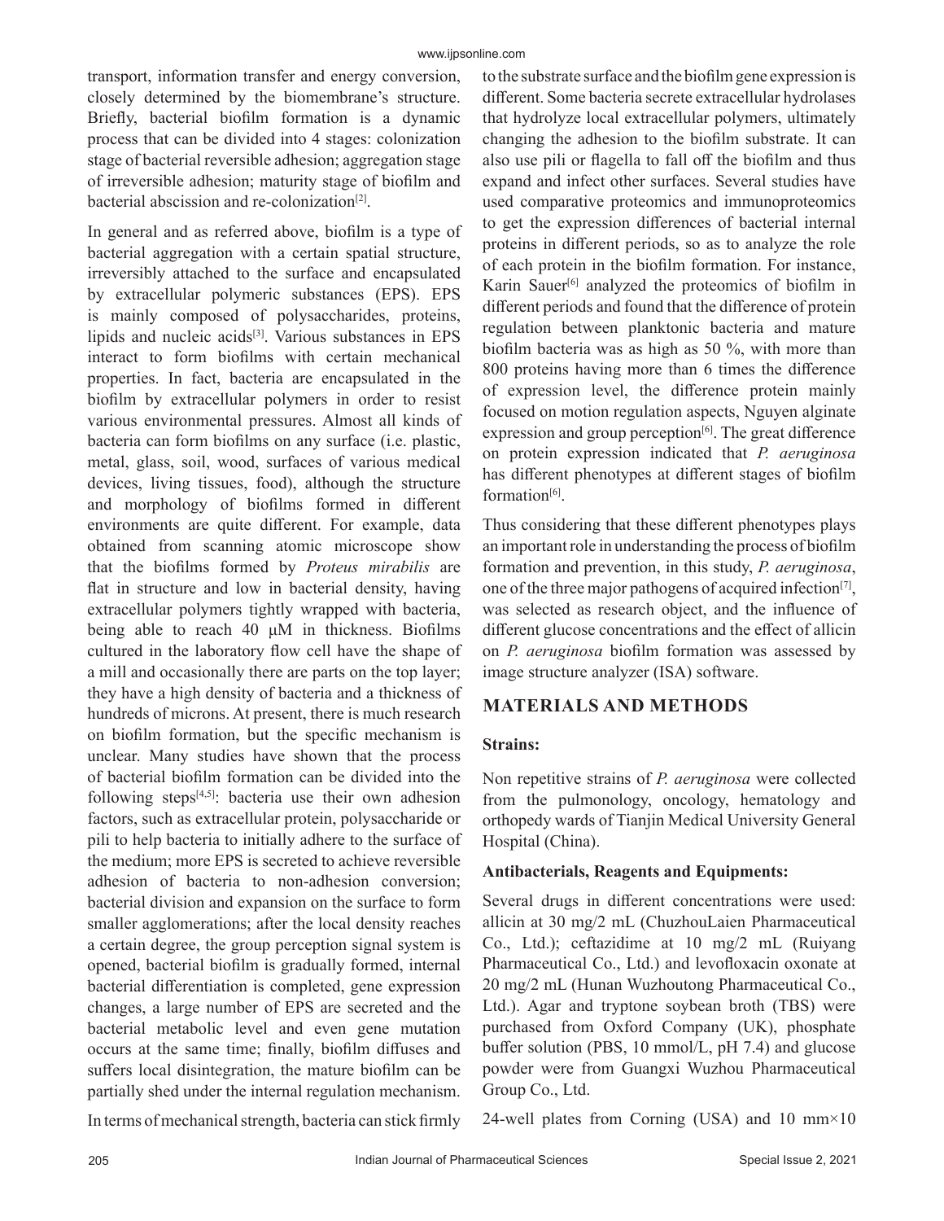transport, information transfer and energy conversion, closely determined by the biomembrane's structure. Briefly, bacterial biofilm formation is a dynamic process that can be divided into 4 stages: colonization stage of bacterial reversible adhesion; aggregation stage of irreversible adhesion; maturity stage of biofilm and bacterial abscission and re-colonization[2].

In general and as referred above, biofilm is a type of bacterial aggregation with a certain spatial structure, irreversibly attached to the surface and encapsulated by extracellular polymeric substances (EPS). EPS is mainly composed of polysaccharides, proteins, lipids and nucleic acids[3]. Various substances in EPS interact to form biofilms with certain mechanical properties. In fact, bacteria are encapsulated in the biofilm by extracellular polymers in order to resist various environmental pressures. Almost all kinds of bacteria can form biofilms on any surface (i.e. plastic, metal, glass, soil, wood, surfaces of various medical devices, living tissues, food), although the structure and morphology of biofilms formed in different environments are quite different. For example, data obtained from scanning atomic microscope show that the biofilms formed by *Proteus mirabilis* are flat in structure and low in bacterial density, having extracellular polymers tightly wrapped with bacteria, being able to reach 40 μM in thickness. Biofilms cultured in the laboratory flow cell have the shape of a mill and occasionally there are parts on the top layer; they have a high density of bacteria and a thickness of hundreds of microns. At present, there is much research on biofilm formation, but the specific mechanism is unclear. Many studies have shown that the process of bacterial biofilm formation can be divided into the following steps[4,5]: bacteria use their own adhesion factors, such as extracellular protein, polysaccharide or pili to help bacteria to initially adhere to the surface of the medium; more EPS is secreted to achieve reversible adhesion of bacteria to non-adhesion conversion; bacterial division and expansion on the surface to form smaller agglomerations; after the local density reaches a certain degree, the group perception signal system is opened, bacterial biofilm is gradually formed, internal bacterial differentiation is completed, gene expression changes, a large number of EPS are secreted and the bacterial metabolic level and even gene mutation occurs at the same time; finally, biofilm diffuses and suffers local disintegration, the mature biofilm can be partially shed under the internal regulation mechanism.

In terms of mechanical strength, bacteria can stick firmly to the substrate surface and the biofilm gene expression is different. Some bacteria secrete extracellular hydrolases that hydrolyze local extracellular polymers, ultimately changing the adhesion to the biofilm substrate. It can also use pili or flagella to fall off the biofilm and thus expand and infect other surfaces. Several studies have used comparative proteomics and immunoproteomics to get the expression differences of bacterial internal proteins in different periods, so as to analyze the role of each protein in the biofilm formation. For instance, Karin Sauer[6] analyzed the proteomics of biofilm in different periods and found that the difference of protein regulation between planktonic bacteria and mature biofilm bacteria was as high as 50 %, with more than 800 proteins having more than 6 times the difference of expression level, the difference protein mainly focused on motion regulation aspects, Nguyen alginate expression and group perception[6]. The great difference on protein expression indicated that *P. aeruginosa* has different phenotypes at different stages of biofilm formation[6].

Thus considering that these different phenotypes plays an important role in understanding the process of biofilm formation and prevention, in this study, *P. aeruginosa*, one of the three major pathogens of acquired infection[7], was selected as research object, and the influence of different glucose concentrations and the effect of allicin on *P. aeruginosa* biofilm formation was assessed by image structure analyzer (ISA) software.

## MATERIALS AND METHODS

### Strains:

Non repetitive strains of *P. aeruginosa* were collected from the pulmonology, oncology, hematology and orthopedy wards of Tianjin Medical University General Hospital (China).

### Antibacterials, Reagents and Equipments:

Several drugs in different concentrations were used: allicin at 30 mg/2 mL (ChuzhouLaien Pharmaceutical Co., Ltd.); ceftazidime at 10 mg/2 mL (Ruiyang Pharmaceutical Co., Ltd.) and levofloxacin oxonate at 20 mg/2 mL (Hunan Wuzhoutong Pharmaceutical Co., Ltd.). Agar and tryptone soybean broth (TBS) were purchased from Oxford Company (UK), phosphate buffer solution (PBS, 10 mmol/L, pH 7.4) and glucose powder were from Guangxi Wuzhou Pharmaceutical Group Co., Ltd.

24-well plates from Corning (USA) and 10 mm×10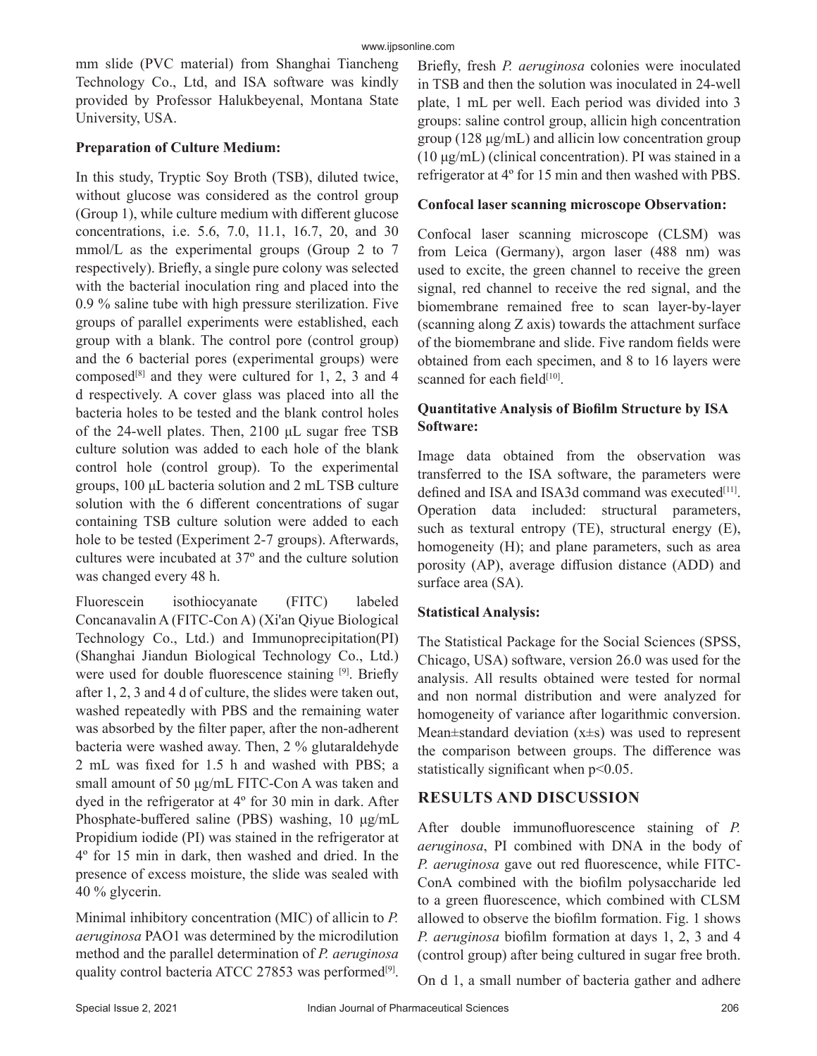mm slide (PVC material) from Shanghai Tiancheng Technology Co., Ltd, and ISA software was kindly provided by Professor Halukbeyenal, Montana State University, USA.

**Preparation of Culture Medium:**

In this study, Tryptic Soy Broth (TSB), diluted twice, without glucose was considered as the control group (Group 1), while culture medium with different glucose concentrations, i.e. 5.6, 7.0, 11.1, 16.7, 20, and 30 mmol/L as the experimental groups (Group 2 to 7 respectively). Briefly, a single pure colony was selected with the bacterial inoculation ring and placed into the 0.9 % saline tube with high pressure sterilization. Five groups of parallel experiments were established, each group with a blank. The control pore (control group) and the 6 bacterial pores (experimental groups) were composed[8] and they were cultured for 1, 2, 3 and 4 d respectively. A cover glass was placed into all the bacteria holes to be tested and the blank control holes of the 24-well plates. Then, 2100 μL sugar free TSB culture solution was added to each hole of the blank control hole (control group). To the experimental groups, 100 μL bacteria solution and 2 mL TSB culture solution with the 6 different concentrations of sugar containing TSB culture solution were added to each hole to be tested (Experiment 2-7 groups). Afterwards, cultures were incubated at 37º and the culture solution was changed every 48 h.

Fluorescein isothiocyanate (FITC) labeled Concanavalin A (FITC-Con A) (Xi'an Qiyue Biological Technology Co., Ltd.) and Immunoprecipitation(PI) (Shanghai Jiandun Biological Technology Co., Ltd.) were used for double fluorescence staining [9]. Briefly after 1, 2, 3 and 4 d of culture, the slides were taken out, washed repeatedly with PBS and the remaining water was absorbed by the filter paper, after the non-adherent bacteria were washed away. Then, 2 % glutaraldehyde 2 mL was fixed for 1.5 h and washed with PBS; a small amount of 50 μg/mL FITC-Con A was taken and dyed in the refrigerator at 4º for 30 min in dark. After Phosphate-buffered saline (PBS) washing, 10 μg/mL Propidium iodide (PI) was stained in the refrigerator at 4º for 15 min in dark, then washed and dried. In the presence of excess moisture, the slide was sealed with 40 % glycerin.

Minimal inhibitory concentration (MIC) of allicin to *P. aeruginosa* PAO1 was determined by the microdilution method and the parallel determination of *P. aeruginosa* quality control bacteria ATCC 27853 was performed[9]. Briefly, fresh *P. aeruginosa* colonies were inoculated in TSB and then the solution was inoculated in 24-well plate, 1 mL per well. Each period was divided into 3 groups: saline control group, allicin high concentration group (128 μg/mL) and allicin low concentration group (10 μg/mL) (clinical concentration). PI was stained in a refrigerator at 4º for 15 min and then washed with PBS.

**Confocal laser scanning microscope Observation:**

Confocal laser scanning microscope (CLSM) was from Leica (Germany), argon laser (488 nm) was used to excite, the green channel to receive the green signal, red channel to receive the red signal, and the biomembrane remained free to scan layer-by-layer (scanning along Z axis) towards the attachment surface of the biomembrane and slide. Five random fields were obtained from each specimen, and 8 to 16 layers were scanned for each field[10].

**Quantitative Analysis of Biofilm Structure by ISA Software:**

Image data obtained from the observation was transferred to the ISA software, the parameters were defined and ISA and ISA3d command was executed[11]. Operation data included: structural parameters, such as textural entropy (TE), structural energy (E), homogeneity (H); and plane parameters, such as area porosity (AP), average diffusion distance (ADD) and surface area (SA).

**Statistical Analysis:**

The Statistical Package for the Social Sciences (SPSS, Chicago, USA) software, version 26.0 was used for the analysis. All results obtained were tested for normal and non normal distribution and were analyzed for homogeneity of variance after logarithmic conversion. Mean±standard deviation (x±s) was used to represent the comparison between groups. The difference was statistically significant when $p<0.05$.

## RESULTS AND DISCUSSION

After double immunofluorescence staining of *P. aeruginosa*, PI combined with DNA in the body of *P. aeruginosa* gave out red fluorescence, while FITC-ConA combined with the biofilm polysaccharide led to a green fluorescence, which combined with CLSM allowed to observe the biofilm formation. Fig. 1 shows *P. aeruginosa* biofilm formation at days 1, 2, 3 and 4 (control group) after being cultured in sugar free broth.

On d 1, a small number of bacteria gather and adhere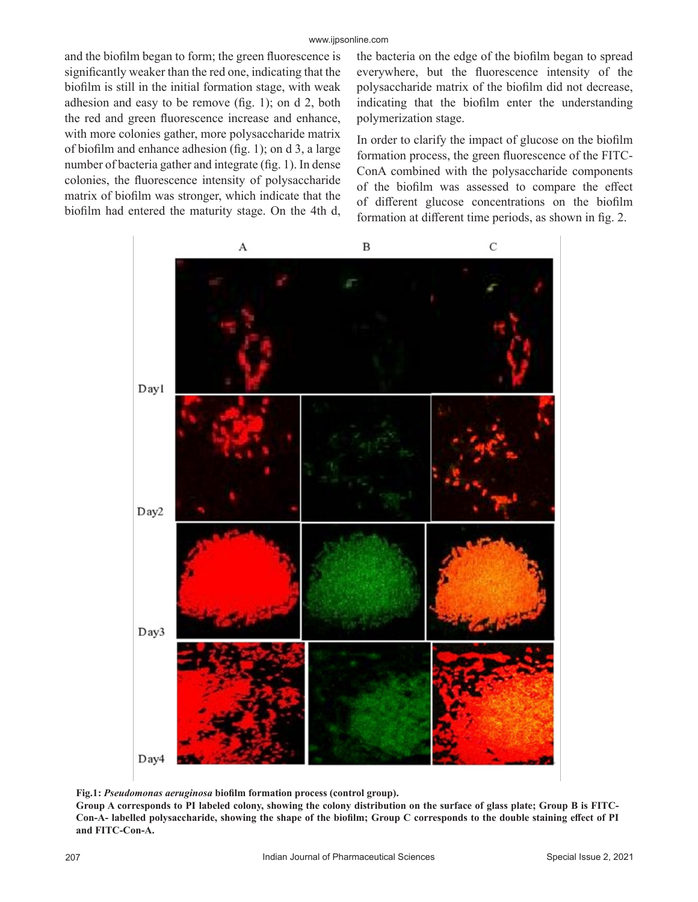and the biofilm began to form; the green fluorescence is significantly weaker than the red one, indicating that the biofilm is still in the initial formation stage, with weak adhesion and easy to be remove (fig. 1); on d 2, both the red and green fluorescence increase and enhance, with more colonies gather, more polysaccharide matrix of biofilm and enhance adhesion (fig. 1); on d 3, a large number of bacteria gather and integrate (fig. 1). In dense colonies, the fluorescence intensity of polysaccharide matrix of biofilm was stronger, which indicate that the biofilm had entered the maturity stage. On the 4th d, the bacteria on the edge of the biofilm began to spread everywhere, but the fluorescence intensity of the polysaccharide matrix of the biofilm did not decrease, indicating that the biofilm enter the understanding polymerization stage.

In order to clarify the impact of glucose on the biofilm formation process, the green fluorescence of the FITC-ConA combined with the polysaccharide components of the biofilm was assessed to compare the effect of different glucose concentrations on the biofilm formation at different time periods, as shown in fig. 2.

**Fig.1:** ***Pseudomonas aeruginosa*** **biofilm formation process (control group).**
**Group A corresponds to PI labeled colony, showing the colony distribution on the surface of glass plate; Group B is FITC-Con-A- labelled polysaccharide, showing the shape of the biofilm; Group C corresponds to the double staining effect of PI and FITC-Con-A.**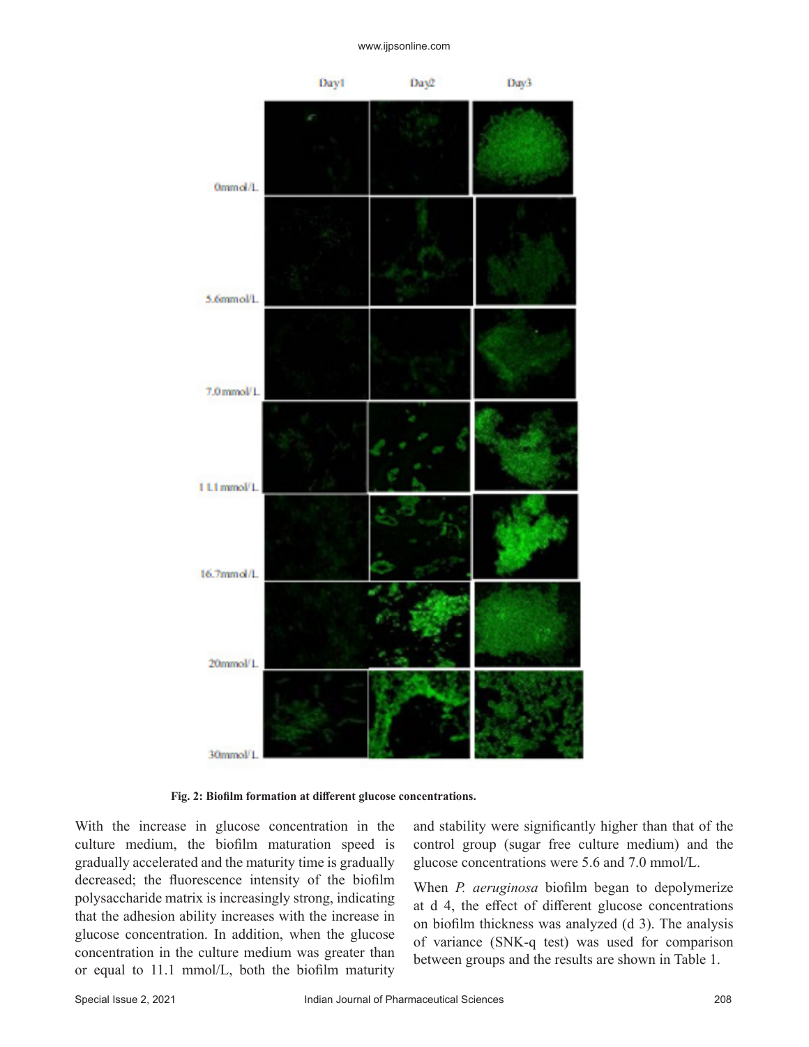Fig. 2: Biofilm formation at different glucose concentrations.

With the increase in glucose concentration in the culture medium, the biofilm maturation speed is gradually accelerated and the maturity time is gradually decreased; the fluorescence intensity of the biofilm polysaccharide matrix is increasingly strong, indicating that the adhesion ability increases with the increase in glucose concentration. In addition, when the glucose concentration in the culture medium was greater than or equal to 11.1 mmol/L, both the biofilm maturity and stability were significantly higher than that of the control group (sugar free culture medium) and the glucose concentrations were 5.6 and 7.0 mmol/L.

When *P. aeruginosa* biofilm began to depolymerize at d 4, the effect of different glucose concentrations on biofilm thickness was analyzed (d 3). The analysis of variance (SNK-q test) was used for comparison between groups and the results are shown in Table 1.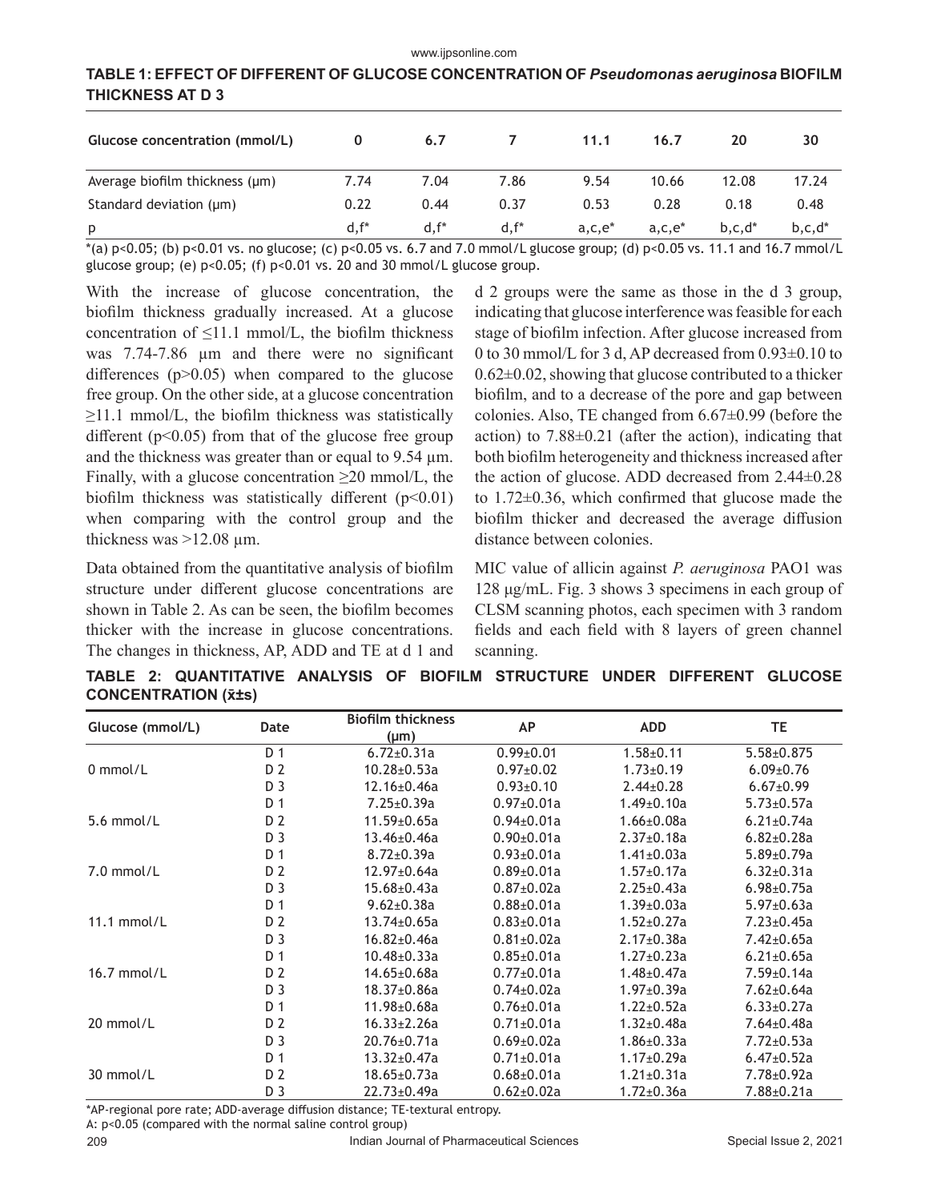**TABLE 1: EFFECT OF DIFFERENT OF GLUCOSE CONCENTRATION OF *Pseudomonas aeruginosa* BIOFILM THICKNESS AT D 3**

| Glucose concentration (mmol/L) | 0 | 6.7 | 7 | 11.1 | 16.7 | 20 | 30 |
|---|---|---|---|---|---|---|---|
| Average biofilm thickness (μm) | 7.74 | 7.04 | 7.86 | 9.54 | 10.66 | 12.08 | 17.24 |
| Standard deviation (μm) | 0.22 | 0.44 | 0.37 | 0.53 | 0.28 | 0.18 | 0.48 |
| p | d,f* | d,f* | d,f* | a,c,e* | a,c,e* | b,c,d* | b,c,d* |

*(a) $p<0.05$; (b) $p<0.01$ vs. no glucose; (c) $p<0.05$ vs. 6.7 and 7.0 mmol/L glucose group; (d) $p<0.05$ vs. 11.1 and 16.7 mmol/L glucose group; (e) $p<0.05$; (f) $p<0.01$ vs. 20 and 30 mmol/L glucose group.

With the increase of glucose concentration, the biofilm thickness gradually increased. At a glucose concentration of ≤11.1 mmol/L, the biofilm thickness was 7.74-7.86 μm and there were no significant differences ($p>0.05$) when compared to the glucose free group. On the other side, at a glucose concentration ≥11.1 mmol/L, the biofilm thickness was statistically different ($p<0.05$) from that of the glucose free group and the thickness was greater than or equal to 9.54 μm. Finally, with a glucose concentration ≥20 mmol/L, the biofilm thickness was statistically different ($p<0.01$) when comparing with the control group and the thickness was >12.08 μm.

Data obtained from the quantitative analysis of biofilm structure under different glucose concentrations are shown in Table 2. As can be seen, the biofilm becomes thicker with the increase in glucose concentrations. The changes in thickness, AP, ADD and TE at d 1 and d 2 groups were the same as those in the d 3 group, indicating that glucose interference was feasible for each stage of biofilm infection. After glucose increased from 0 to 30 mmol/L for 3 d, AP decreased from 0.93±0.10 to 0.62±0.02, showing that glucose contributed to a thicker biofilm, and to a decrease of the pore and gap between colonies. Also, TE changed from 6.67±0.99 (before the action) to 7.88±0.21 (after the action), indicating that both biofilm heterogeneity and thickness increased after the action of glucose. ADD decreased from 2.44±0.28 to 1.72±0.36, which confirmed that glucose made the biofilm thicker and decreased the average diffusion distance between colonies.

MIC value of allicin against *P. aeruginosa* PAO1 was 128 μg/mL. Fig. 3 shows 3 specimens in each group of CLSM scanning photos, each specimen with 3 random fields and each field with 8 layers of green channel scanning.

**TABLE 2: QUANTITATIVE ANALYSIS OF BIOFILM STRUCTURE UNDER DIFFERENT GLUCOSE CONCENTRATION ($\bar{x}$±s)**

| Glucose (mmol/L) | Date | Biofilm thickness (μm) | AP | ADD | TE |
|---|---|---|---|---|---|
| 0 mmol/L | D 1 | 6.72±0.31a | 0.99±0.01 | 1.58±0.11 | 5.58±0.875 |
| | D 2 | 10.28±0.53a | 0.97±0.02 | 1.73±0.19 | 6.09±0.76 |
| | D 3 | 12.16±0.46a | 0.93±0.10 | 2.44±0.28 | 6.67±0.99 |
| 5.6 mmol/L | D 1 | 7.25±0.39a | 0.97±0.01a | 1.49±0.10a | 5.73±0.57a |
| | D 2 | 11.59±0.65a | 0.94±0.01a | 1.66±0.08a | 6.21±0.74a |
| | D 3 | 13.46±0.46a | 0.90±0.01a | 2.37±0.18a | 6.82±0.28a |
| 7.0 mmol/L | D 1 | 8.72±0.39a | 0.93±0.01a | 1.41±0.03a | 5.89±0.79a |
| | D 2 | 12.97±0.64a | 0.89±0.01a | 1.57±0.17a | 6.32±0.31a |
| | D 3 | 15.68±0.43a | 0.87±0.02a | 2.25±0.43a | 6.98±0.75a |
| 11.1 mmol/L | D 1 | 9.62±0.38a | 0.88±0.01a | 1.39±0.03a | 5.97±0.63a |
| | D 2 | 13.74±0.65a | 0.83±0.01a | 1.52±0.27a | 7.23±0.45a |
| | D 3 | 16.82±0.46a | 0.81±0.02a | 2.17±0.38a | 7.42±0.65a |
| 16.7 mmol/L | D 1 | 10.48±0.33a | 0.85±0.01a | 1.27±0.23a | 6.21±0.65a |
| | D 2 | 14.65±0.68a | 0.77±0.01a | 1.48±0.47a | 7.59±0.14a |
| | D 3 | 18.37±0.86a | 0.74±0.02a | 1.97±0.39a | 7.62±0.64a |
| 20 mmol/L | D 1 | 11.98±0.68a | 0.76±0.01a | 1.22±0.52a | 6.33±0.27a |
| | D 2 | 16.33±2.26a | 0.71±0.01a | 1.32±0.48a | 7.64±0.48a |
| | D 3 | 20.76±0.71a | 0.69±0.02a | 1.86±0.33a | 7.72±0.53a |
| 30 mmol/L | D 1 | 13.32±0.47a | 0.71±0.01a | 1.17±0.29a | 6.47±0.52a |
| | D 2 | 18.65±0.73a | 0.68±0.01a | 1.21±0.31a | 7.78±0.92a |
| | D 3 | 22.73±0.49a | 0.62±0.02a | 1.72±0.36a | 7.88±0.21a |

*AP-regional pore rate; ADD-average diffusion distance; TE-textural entropy.

A: $p<0.05$ (compared with the normal saline control group)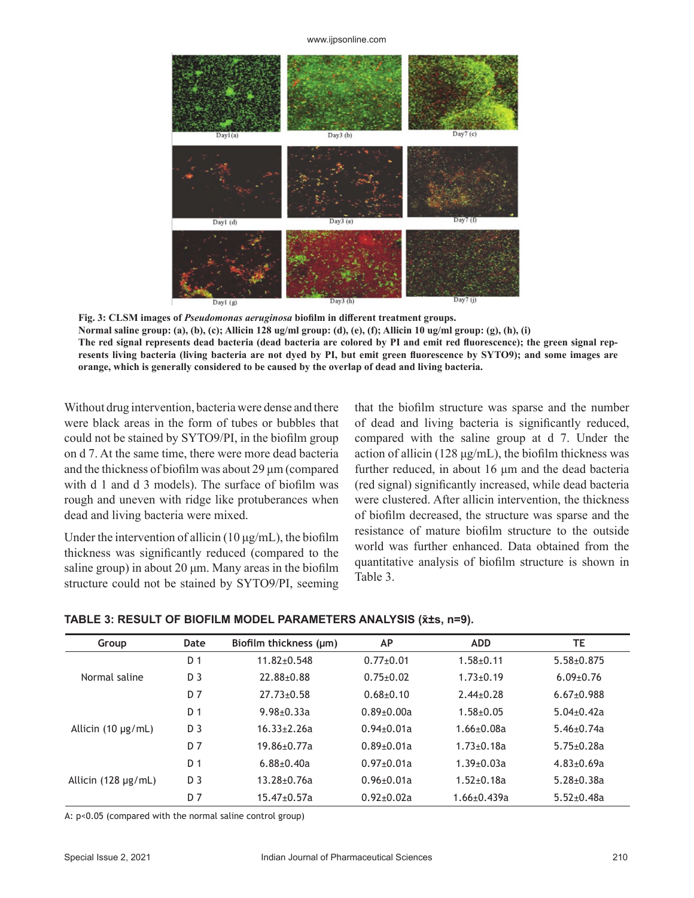**Fig. 3: CLSM images of *Pseudomonas aeruginosa* biofilm in different treatment groups.**
**Normal saline group: (a), (b), (c); Allicin 128 ug/ml group: (d), (e), (f); Allicin 10 ug/ml group: (g), (h), (i)**
**The red signal represents dead bacteria (dead bacteria are colored by PI and emit red fluorescence); the green signal represents living bacteria (living bacteria are not dyed by PI, but emit green fluorescence by SYTO9); and some images are orange, which is generally considered to be caused by the overlap of dead and living bacteria.**

Without drug intervention, bacteria were dense and there were black areas in the form of tubes or bubbles that could not be stained by SYTO9/PI, in the biofilm group on d 7. At the same time, there were more dead bacteria and the thickness of biofilm was about 29 μm (compared with d 1 and d 3 models). The surface of biofilm was rough and uneven with ridge like protuberances when dead and living bacteria were mixed.

Under the intervention of allicin (10 μg/mL), the biofilm thickness was significantly reduced (compared to the saline group) in about 20 μm. Many areas in the biofilm structure could not be stained by SYTO9/PI, seeming that the biofilm structure was sparse and the number of dead and living bacteria is significantly reduced, compared with the saline group at d 7. Under the action of allicin (128 μg/mL), the biofilm thickness was further reduced, in about 16 μm and the dead bacteria (red signal) significantly increased, while dead bacteria were clustered. After allicin intervention, the thickness of biofilm decreased, the structure was sparse and the resistance of mature biofilm structure to the outside world was further enhanced. Data obtained from the quantitative analysis of biofilm structure is shown in Table 3.

**TABLE 3: RESULT OF BIOFILM MODEL PARAMETERS ANALYSIS (x̄±s, n=9).**

| Group | Date | Biofilm thickness (μm) | AP | ADD | TE |
|---|---|---|---|---|---|
| Normal saline | D 1 | 11.82±0.548 | 0.77±0.01 | 1.58±0.11 | 5.58±0.875 |
| | D 3 | 22.88±0.88 | 0.75±0.02 | 1.73±0.19 | 6.09±0.76 |
| | D 7 | 27.73±0.58 | 0.68±0.10 | 2.44±0.28 | 6.67±0.988 |
| Allicin (10 μg/mL) | D 1 | 9.98±0.33a | 0.89±0.00a | 1.58±0.05 | 5.04±0.42a |
| | D 3 | 16.33±2.26a | 0.94±0.01a | 1.66±0.08a | 5.46±0.74a |
| | D 7 | 19.86±0.77a | 0.89±0.01a | 1.73±0.18a | 5.75±0.28a |
| Allicin (128 μg/mL) | D 1 | 6.88±0.40a | 0.97±0.01a | 1.39±0.03a | 4.83±0.69a |
| | D 3 | 13.28±0.76a | 0.96±0.01a | 1.52±0.18a | 5.28±0.38a |
| | D 7 | 15.47±0.57a | 0.92±0.02a | 1.66±0.439a | 5.52±0.48a |

A: p<0.05 (compared with the normal saline control group)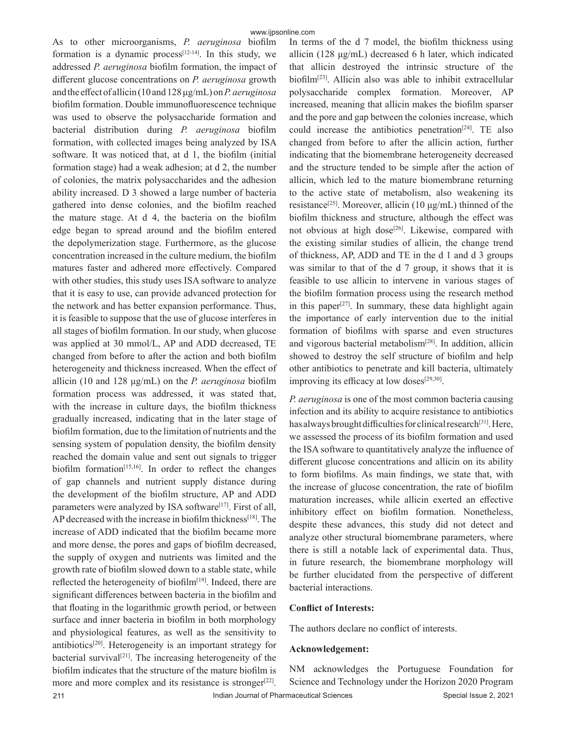As to other microorganisms, *P. aeruginosa* biofilm formation is a dynamic process[12-14]. In this study, we addressed *P. aeruginosa* biofilm formation, the impact of different glucose concentrations on *P. aeruginosa* growth and the effect of allicin (10 and 128 µg/mL) on *P. aeruginosa* biofilm formation. Double immunofluorescence technique was used to observe the polysaccharide formation and bacterial distribution during *P. aeruginosa* biofilm formation, with collected images being analyzed by ISA software. It was noticed that, at d 1, the biofilm (initial formation stage) had a weak adhesion; at d 2, the number of colonies, the matrix polysaccharides and the adhesion ability increased. D 3 showed a large number of bacteria gathered into dense colonies, and the biofilm reached the mature stage. At d 4, the bacteria on the biofilm edge began to spread around and the biofilm entered the depolymerization stage. Furthermore, as the glucose concentration increased in the culture medium, the biofilm matures faster and adhered more effectively. Compared with other studies, this study uses ISA software to analyze that it is easy to use, can provide advanced protection for the network and has better expansion performance. Thus, it is feasible to suppose that the use of glucose interferes in all stages of biofilm formation. In our study, when glucose was applied at 30 mmol/L, AP and ADD decreased, TE changed from before to after the action and both biofilm heterogeneity and thickness increased. When the effect of allicin (10 and 128 µg/mL) on the *P. aeruginosa* biofilm formation process was addressed, it was stated that, with the increase in culture days, the biofilm thickness gradually increased, indicating that in the later stage of biofilm formation, due to the limitation of nutrients and the sensing system of population density, the biofilm density reached the domain value and sent out signals to trigger biofilm formation[15,16]. In order to reflect the changes of gap channels and nutrient supply distance during the development of the biofilm structure, AP and ADD parameters were analyzed by ISA software[17]. First of all, AP decreased with the increase in biofilm thickness[18]. The increase of ADD indicated that the biofilm became more and more dense, the pores and gaps of biofilm decreased, the supply of oxygen and nutrients was limited and the growth rate of biofilm slowed down to a stable state, while reflected the heterogeneity of biofilm[19]. Indeed, there are significant differences between bacteria in the biofilm and that floating in the logarithmic growth period, or between surface and inner bacteria in biofilm in both morphology and physiological features, as well as the sensitivity to antibiotics[20]. Heterogeneity is an important strategy for bacterial survival[21]. The increasing heterogeneity of the biofilm indicates that the structure of the mature biofilm is more and more complex and its resistance is stronger[22]. In terms of the d 7 model, the biofilm thickness using allicin (128 µg/mL) decreased 6 h later, which indicated that allicin destroyed the intrinsic structure of the biofilm[23]. Allicin also was able to inhibit extracellular polysaccharide complex formation. Moreover, AP increased, meaning that allicin makes the biofilm sparser and the pore and gap between the colonies increase, which could increase the antibiotics penetration[24]. TE also changed from before to after the allicin action, further indicating that the biomembrane heterogeneity decreased and the structure tended to be simple after the action of allicin, which led to the mature biomembrane returning to the active state of metabolism, also weakening its resistance[25]. Moreover, allicin (10 µg/mL) thinned of the biofilm thickness and structure, although the effect was not obvious at high dose[26]. Likewise, compared with the existing similar studies of allicin, the change trend of thickness, AP, ADD and TE in the d 1 and d 3 groups was similar to that of the d 7 group, it shows that it is feasible to use allicin to intervene in various stages of the biofilm formation process using the research method in this paper[27]. In summary, these data highlight again the importance of early intervention due to the initial formation of biofilms with sparse and even structures and vigorous bacterial metabolism[28]. In addition, allicin showed to destroy the self structure of biofilm and help other antibiotics to penetrate and kill bacteria, ultimately improving its efficacy at low doses[29,30].

*P. aeruginosa* is one of the most common bacteria causing infection and its ability to acquire resistance to antibiotics has always brought difficulties for clinical research[31]. Here, we assessed the process of its biofilm formation and used the ISA software to quantitatively analyze the influence of different glucose concentrations and allicin on its ability to form biofilms. As main findings, we state that, with the increase of glucose concentration, the rate of biofilm maturation increases, while allicin exerted an effective inhibitory effect on biofilm formation. Nonetheless, despite these advances, this study did not detect and analyze other structural biomembrane parameters, where there is still a notable lack of experimental data. Thus, in future research, the biomembrane morphology will be further elucidated from the perspective of different bacterial interactions.

**Conflict of Interests:**

The authors declare no conflict of interests.

**Acknowledgement:**

NM acknowledges the Portuguese Foundation for Science and Technology under the Horizon 2020 Program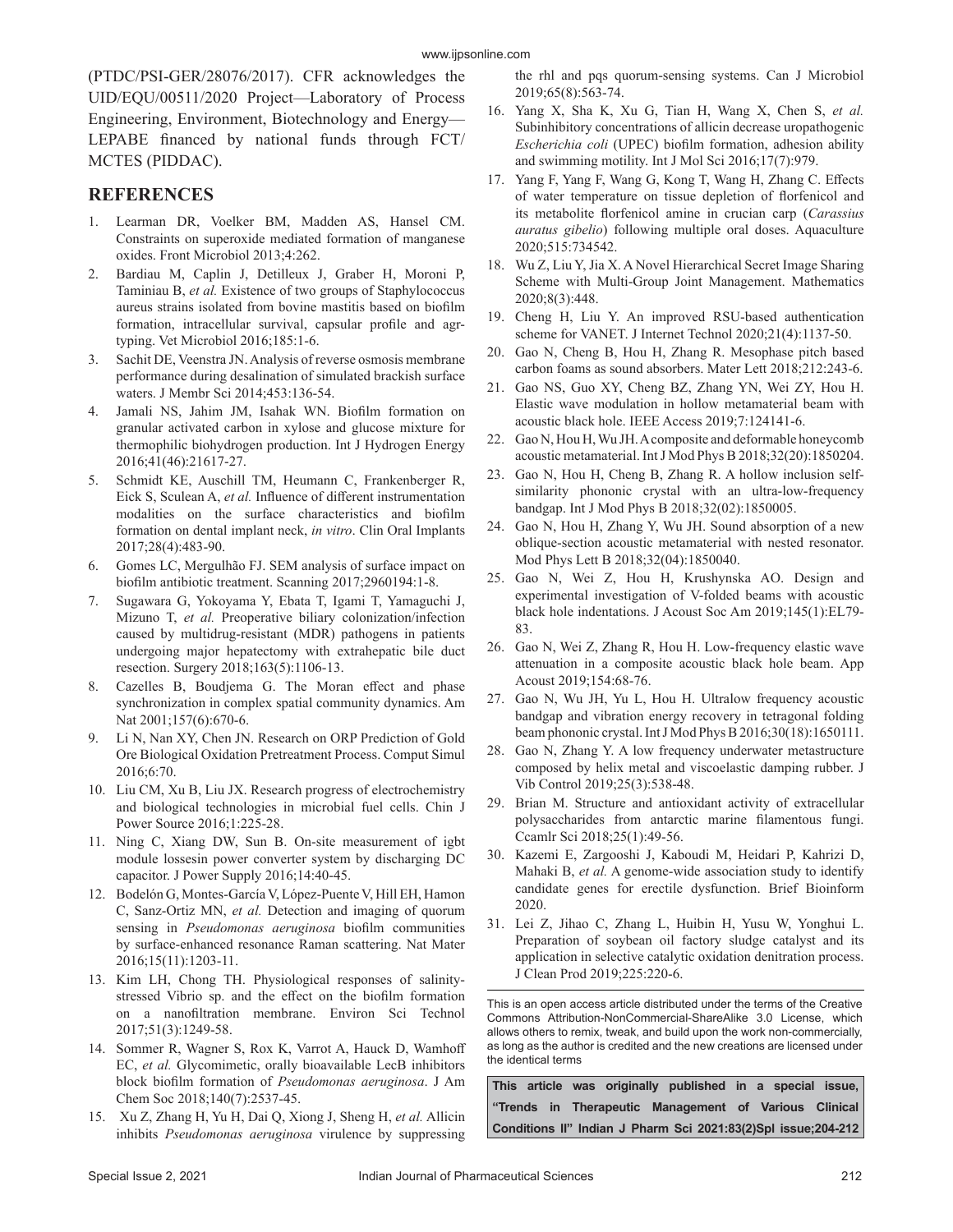(PTDC/PSI-GER/28076/2017). CFR acknowledges the UID/EQU/00511/2020 Project—Laboratory of Process Engineering, Environment, Biotechnology and Energy—LEPABE financed by national funds through FCT/MCTES (PIDDAC).

## REFERENCES

1. Learman DR, Voelker BM, Madden AS, Hansel CM. Constraints on superoxide mediated formation of manganese oxides. Front Microbiol 2013;4:262.
2. Bardiau M, Caplin J, Detilleux J, Graber H, Moroni P, Taminiau B, *et al.* Existence of two groups of Staphylococcus aureus strains isolated from bovine mastitis based on biofilm formation, intracellular survival, capsular profile and agr-typing. Vet Microbiol 2016;185:1-6.
3. Sachit DE, Veenstra JN. Analysis of reverse osmosis membrane performance during desalination of simulated brackish surface waters. J Membr Sci 2014;453:136-54.
4. Jamali NS, Jahim JM, Isahak WN. Biofilm formation on granular activated carbon in xylose and glucose mixture for thermophilic biohydrogen production. Int J Hydrogen Energy 2016;41(46):21617-27.
5. Schmidt KE, Auschill TM, Heumann C, Frankenberger R, Eick S, Sculean A, *et al.* Influence of different instrumentation modalities on the surface characteristics and biofilm formation on dental implant neck, *in vitro*. Clin Oral Implants 2017;28(4):483-90.
6. Gomes LC, Mergulhão FJ. SEM analysis of surface impact on biofilm antibiotic treatment. Scanning 2017;2960194:1-8.
7. Sugawara G, Yokoyama Y, Ebata T, Igami T, Yamaguchi J, Mizuno T, *et al.* Preoperative biliary colonization/infection caused by multidrug-resistant (MDR) pathogens in patients undergoing major hepatectomy with extrahepatic bile duct resection. Surgery 2018;163(5):1106-13.
8. Cazelles B, Boudjema G. The Moran effect and phase synchronization in complex spatial community dynamics. Am Nat 2001;157(6):670-6.
9. Li N, Nan XY, Chen JN. Research on ORP Prediction of Gold Ore Biological Oxidation Pretreatment Process. Comput Simul 2016;6:70.
10. Liu CM, Xu B, Liu JX. Research progress of electrochemistry and biological technologies in microbial fuel cells. Chin J Power Source 2016;1:225-28.
11. Ning C, Xiang DW, Sun B. On-site measurement of igbt module lossesin power converter system by discharging DC capacitor. J Power Supply 2016;14:40-45.
12. Bodelón G, Montes-García V, López-Puente V, Hill EH, Hamon C, Sanz-Ortiz MN, *et al.* Detection and imaging of quorum sensing in *Pseudomonas aeruginosa* biofilm communities by surface-enhanced resonance Raman scattering. Nat Mater 2016;15(11):1203-11.
13. Kim LH, Chong TH. Physiological responses of salinity-stressed Vibrio sp. and the effect on the biofilm formation on a nanofiltration membrane. Environ Sci Technol 2017;51(3):1249-58.
14. Sommer R, Wagner S, Rox K, Varrot A, Hauck D, Wamhoff EC, *et al.* Glycomimetic, orally bioavailable LecB inhibitors block biofilm formation of *Pseudomonas aeruginosa*. J Am Chem Soc 2018;140(7):2537-45.
15. Xu Z, Zhang H, Yu H, Dai Q, Xiong J, Sheng H, *et al.* Allicin inhibits *Pseudomonas aeruginosa* virulence by suppressing the rhl and pqs quorum-sensing systems. Can J Microbiol 2019;65(8):563-74.
16. Yang X, Sha K, Xu G, Tian H, Wang X, Chen S, *et al.* Subinhibitory concentrations of allicin decrease uropathogenic *Escherichia coli* (UPEC) biofilm formation, adhesion ability and swimming motility. Int J Mol Sci 2016;17(7):979.
17. Yang F, Yang F, Wang G, Kong T, Wang H, Zhang C. Effects of water temperature on tissue depletion of florfenicol and its metabolite florfenicol amine in crucian carp (*Carassius auratus gibelio*) following multiple oral doses. Aquaculture 2020;515:734542.
18. Wu Z, Liu Y, Jia X. A Novel Hierarchical Secret Image Sharing Scheme with Multi-Group Joint Management. Mathematics 2020;8(3):448.
19. Cheng H, Liu Y. An improved RSU-based authentication scheme for VANET. J Internet Technol 2020;21(4):1137-50.
20. Gao N, Cheng B, Hou H, Zhang R. Mesophase pitch based carbon foams as sound absorbers. Mater Lett 2018;212:243-6.
21. Gao NS, Guo XY, Cheng BZ, Zhang YN, Wei ZY, Hou H. Elastic wave modulation in hollow metamaterial beam with acoustic black hole. IEEE Access 2019;7:124141-6.
22. Gao N, Hou H, Wu JH. A composite and deformable honeycomb acoustic metamaterial. Int J Mod Phys B 2018;32(20):1850204.
23. Gao N, Hou H, Cheng B, Zhang R. A hollow inclusion self-similarity phononic crystal with an ultra-low-frequency bandgap. Int J Mod Phys B 2018;32(02):1850005.
24. Gao N, Hou H, Zhang Y, Wu JH. Sound absorption of a new oblique-section acoustic metamaterial with nested resonator. Mod Phys Lett B 2018;32(04):1850040.
25. Gao N, Wei Z, Hou H, Krushynska AO. Design and experimental investigation of V-folded beams with acoustic black hole indentations. J Acoust Soc Am 2019;145(1):EL79-83.
26. Gao N, Wei Z, Zhang R, Hou H. Low-frequency elastic wave attenuation in a composite acoustic black hole beam. App Acoust 2019;154:68-76.
27. Gao N, Wu JH, Yu L, Hou H. Ultralow frequency acoustic bandgap and vibration energy recovery in tetragonal folding beam phononic crystal. Int J Mod Phys B 2016;30(18):1650111.
28. Gao N, Zhang Y. A low frequency underwater metastructure composed by helix metal and viscoelastic damping rubber. J Vib Control 2019;25(3):538-48.
29. Brian M. Structure and antioxidant activity of extracellular polysaccharides from antarctic marine filamentous fungi. Ccamlr Sci 2018;25(1):49-56.
30. Kazemi E, Zargooshi J, Kaboudi M, Heidari P, Kahrizi D, Mahaki B, *et al.* A genome-wide association study to identify candidate genes for erectile dysfunction. Brief Bioinform 2020.
31. Lei Z, Jihao C, Zhang L, Huibin H, Yusu W, Yonghui L. Preparation of soybean oil factory sludge catalyst and its application in selective catalytic oxidation denitration process. J Clean Prod 2019;225:220-6.

This is an open access article distributed under the terms of the Creative Commons Attribution-NonCommercial-ShareAlike 3.0 License, which allows others to remix, tweak, and build upon the work non-commercially, as long as the author is credited and the new creations are licensed under the identical terms

**This article was originally published in a special issue, "Trends in Therapeutic Management of Various Clinical Conditions II" Indian J Pharm Sci 2021:83(2)Spl issue;204-212**